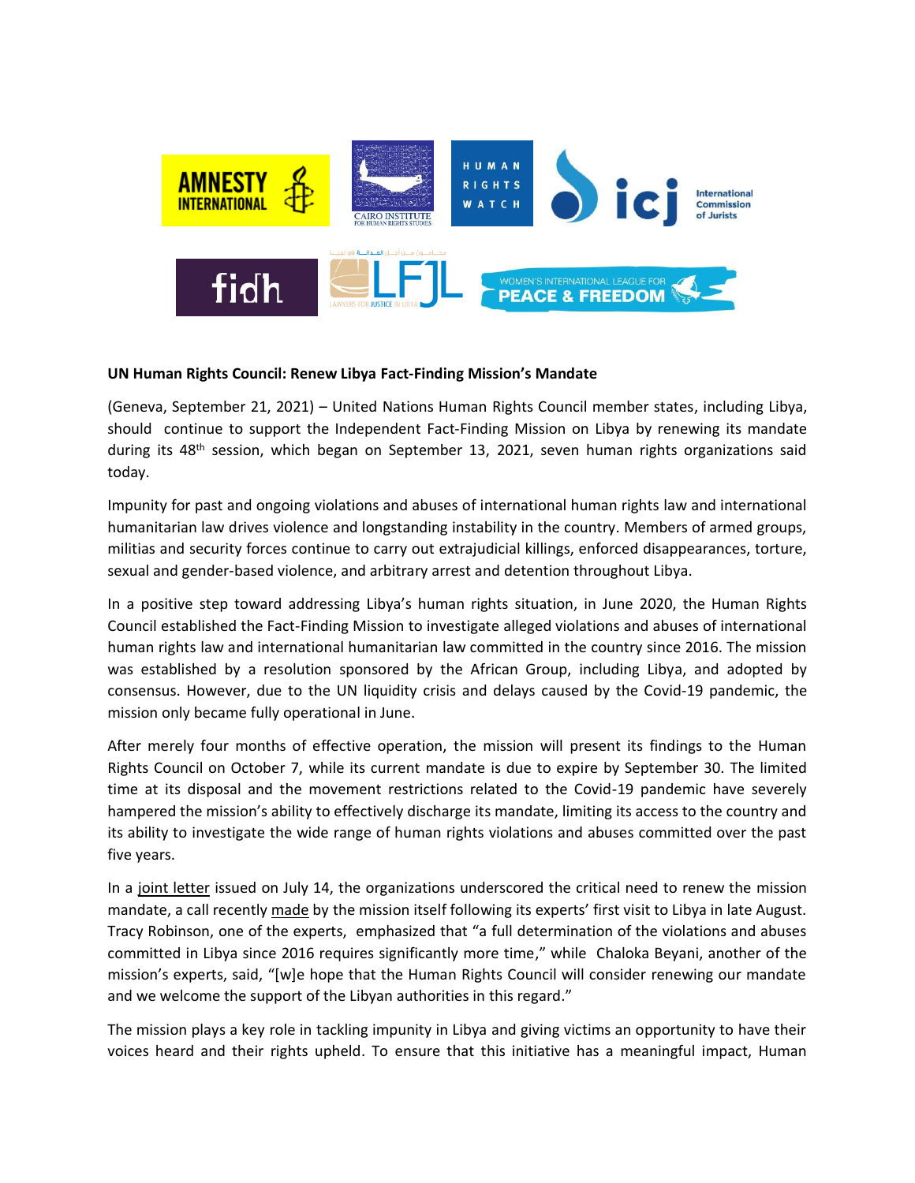**UN Human Rights Council: Renew Libya Fact-Finding Mission's Mandate**

(Geneva, September 21, 2021) – United Nations Human Rights Council member states, including Libya, should continue to support the Independent Fact-Finding Mission on Libya by renewing its mandate during its 48th session, which began on September 13, 2021, seven human rights organizations said today.

Impunity for past and ongoing violations and abuses of international human rights law and international humanitarian law drives violence and longstanding instability in the country. Members of armed groups, militias and security forces continue to carry out extrajudicial killings, enforced disappearances, torture, sexual and gender-based violence, and arbitrary arrest and detention throughout Libya.

In a positive step toward addressing Libya's human rights situation, in June 2020, the Human Rights Council established the Fact-Finding Mission to investigate alleged violations and abuses of international human rights law and international humanitarian law committed in the country since 2016. The mission was established by a resolution sponsored by the African Group, including Libya, and adopted by consensus. However, due to the UN liquidity crisis and delays caused by the Covid-19 pandemic, the mission only became fully operational in June.

After merely four months of effective operation, the mission will present its findings to the Human Rights Council on October 7, while its current mandate is due to expire by September 30. The limited time at its disposal and the movement restrictions related to the Covid-19 pandemic have severely hampered the mission's ability to effectively discharge its mandate, limiting its access to the country and its ability to investigate the wide range of human rights violations and abuses committed over the past five years.

In a joint letter issued on July 14, the organizations underscored the critical need to renew the mission mandate, a call recently made by the mission itself following its experts' first visit to Libya in late August. Tracy Robinson, one of the experts, emphasized that "a full determination of the violations and abuses committed in Libya since 2016 requires significantly more time," while Chaloka Beyani, another of the mission's experts, said, "[w]e hope that the Human Rights Council will consider renewing our mandate and we welcome the support of the Libyan authorities in this regard."

The mission plays a key role in tackling impunity in Libya and giving victims an opportunity to have their voices heard and their rights upheld. To ensure that this initiative has a meaningful impact, Human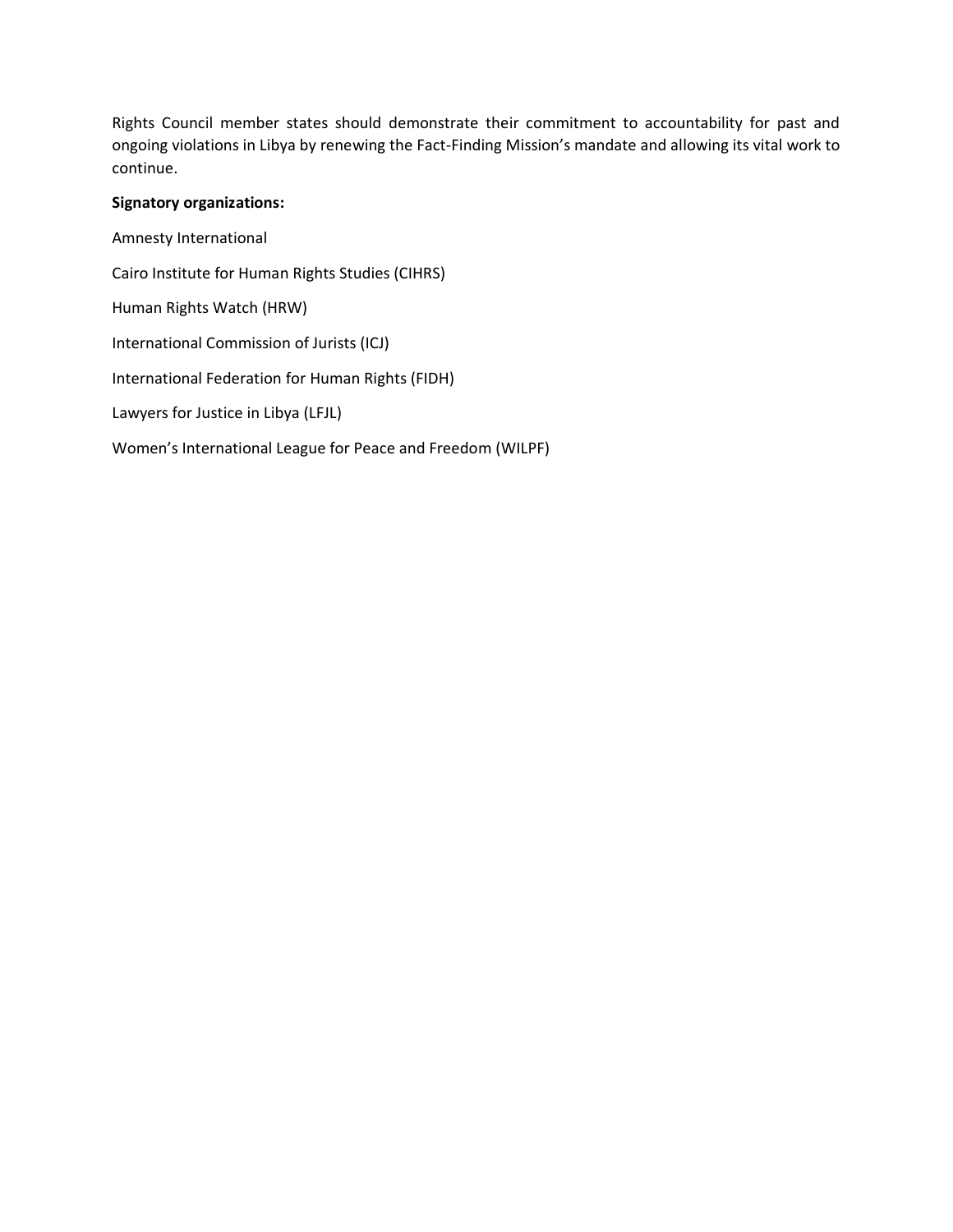Rights Council member states should demonstrate their commitment to accountability for past and ongoing violations in Libya by renewing the Fact-Finding Mission's mandate and allowing its vital work to continue.

**Signatory organizations:**

Amnesty International

Cairo Institute for Human Rights Studies (CIHRS)

Human Rights Watch (HRW)

International Commission of Jurists (ICJ)

International Federation for Human Rights (FIDH)

Lawyers for Justice in Libya (LFJL)

Women's International League for Peace and Freedom (WILPF)